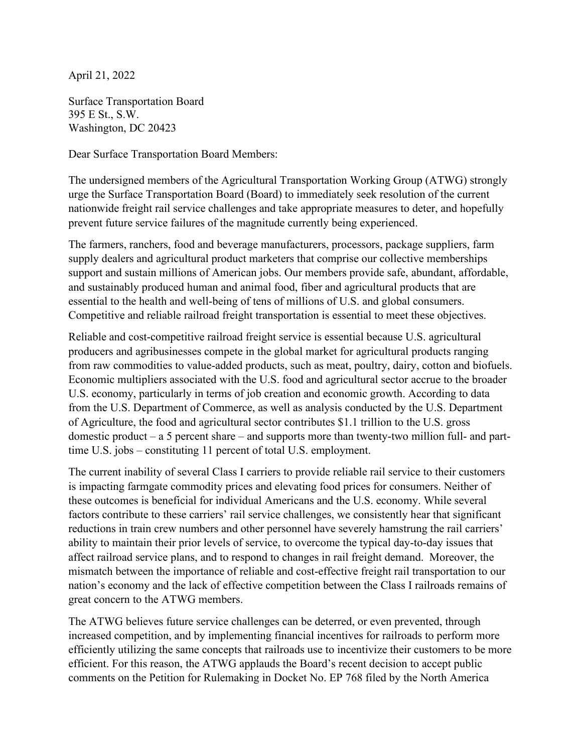April 21, 2022

Surface Transportation Board
395 E St., S.W.
Washington, DC 20423

Dear Surface Transportation Board Members:

The undersigned members of the Agricultural Transportation Working Group (ATWG) strongly urge the Surface Transportation Board (Board) to immediately seek resolution of the current nationwide freight rail service challenges and take appropriate measures to deter, and hopefully prevent future service failures of the magnitude currently being experienced.

The farmers, ranchers, food and beverage manufacturers, processors, package suppliers, farm supply dealers and agricultural product marketers that comprise our collective memberships support and sustain millions of American jobs. Our members provide safe, abundant, affordable, and sustainably produced human and animal food, fiber and agricultural products that are essential to the health and well-being of tens of millions of U.S. and global consumers. Competitive and reliable railroad freight transportation is essential to meet these objectives.

Reliable and cost-competitive railroad freight service is essential because U.S. agricultural producers and agribusinesses compete in the global market for agricultural products ranging from raw commodities to value-added products, such as meat, poultry, dairy, cotton and biofuels. Economic multipliers associated with the U.S. food and agricultural sector accrue to the broader U.S. economy, particularly in terms of job creation and economic growth. According to data from the U.S. Department of Commerce, as well as analysis conducted by the U.S. Department of Agriculture, the food and agricultural sector contributes $1.1 trillion to the U.S. gross domestic product – a 5 percent share – and supports more than twenty-two million full- and part-time U.S. jobs – constituting 11 percent of total U.S. employment.

The current inability of several Class I carriers to provide reliable rail service to their customers is impacting farmgate commodity prices and elevating food prices for consumers. Neither of these outcomes is beneficial for individual Americans and the U.S. economy. While several factors contribute to these carriers' rail service challenges, we consistently hear that significant reductions in train crew numbers and other personnel have severely hamstrung the rail carriers' ability to maintain their prior levels of service, to overcome the typical day-to-day issues that affect railroad service plans, and to respond to changes in rail freight demand. Moreover, the mismatch between the importance of reliable and cost-effective freight rail transportation to our nation's economy and the lack of effective competition between the Class I railroads remains of great concern to the ATWG members.

The ATWG believes future service challenges can be deterred, or even prevented, through increased competition, and by implementing financial incentives for railroads to perform more efficiently utilizing the same concepts that railroads use to incentivize their customers to be more efficient. For this reason, the ATWG applauds the Board's recent decision to accept public comments on the Petition for Rulemaking in Docket No. EP 768 filed by the North America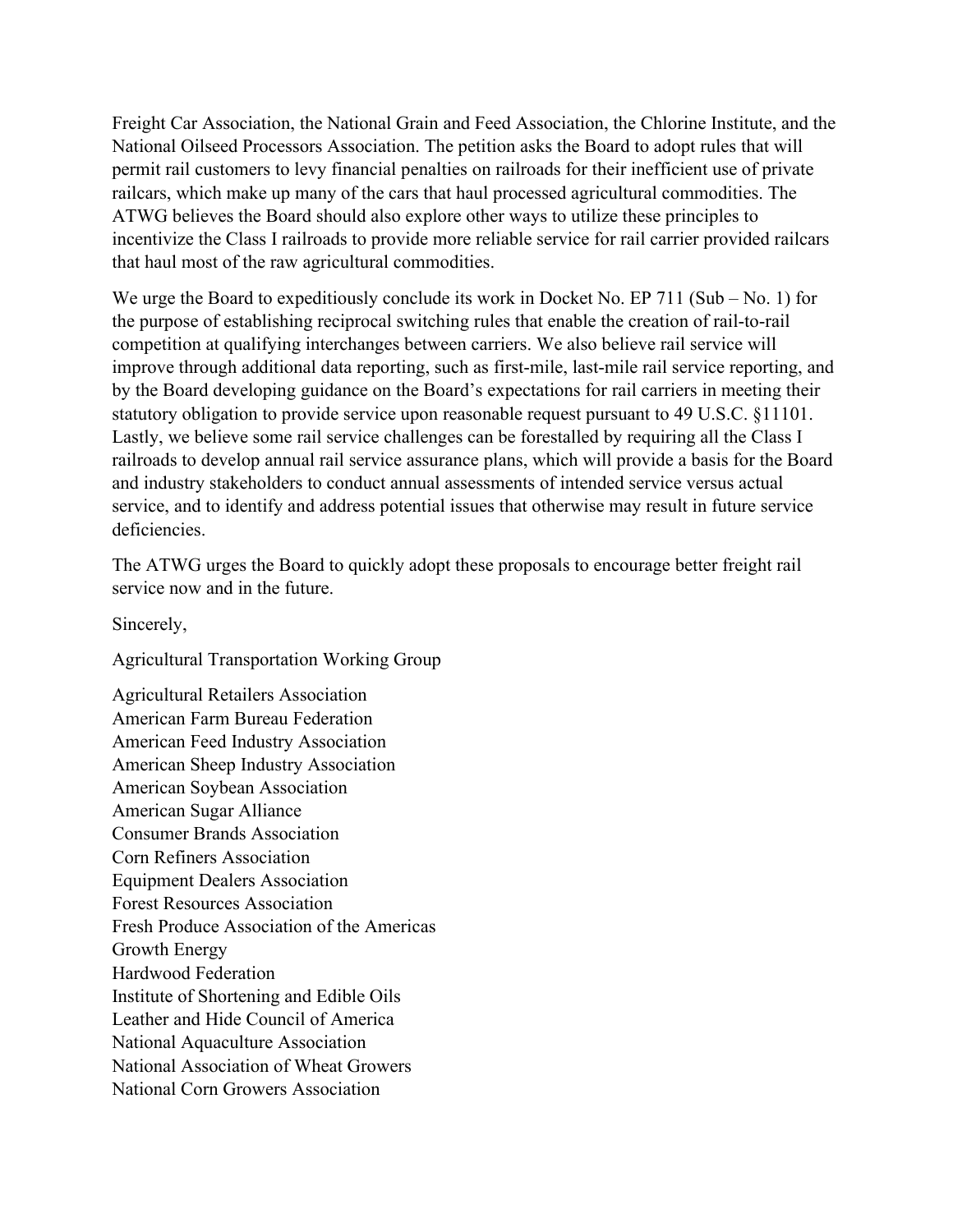Freight Car Association, the National Grain and Feed Association, the Chlorine Institute, and the National Oilseed Processors Association. The petition asks the Board to adopt rules that will permit rail customers to levy financial penalties on railroads for their inefficient use of private railcars, which make up many of the cars that haul processed agricultural commodities. The ATWG believes the Board should also explore other ways to utilize these principles to incentivize the Class I railroads to provide more reliable service for rail carrier provided railcars that haul most of the raw agricultural commodities.

We urge the Board to expeditiously conclude its work in Docket No. EP 711 (Sub – No. 1) for the purpose of establishing reciprocal switching rules that enable the creation of rail-to-rail competition at qualifying interchanges between carriers. We also believe rail service will improve through additional data reporting, such as first-mile, last-mile rail service reporting, and by the Board developing guidance on the Board's expectations for rail carriers in meeting their statutory obligation to provide service upon reasonable request pursuant to 49 U.S.C. §11101. Lastly, we believe some rail service challenges can be forestalled by requiring all the Class I railroads to develop annual rail service assurance plans, which will provide a basis for the Board and industry stakeholders to conduct annual assessments of intended service versus actual service, and to identify and address potential issues that otherwise may result in future service deficiencies.

The ATWG urges the Board to quickly adopt these proposals to encourage better freight rail service now and in the future.

Sincerely,

Agricultural Transportation Working Group

Agricultural Retailers Association
American Farm Bureau Federation
American Feed Industry Association
American Sheep Industry Association
American Soybean Association
American Sugar Alliance
Consumer Brands Association
Corn Refiners Association
Equipment Dealers Association
Forest Resources Association
Fresh Produce Association of the Americas
Growth Energy
Hardwood Federation
Institute of Shortening and Edible Oils
Leather and Hide Council of America
National Aquaculture Association
National Association of Wheat Growers
National Corn Growers Association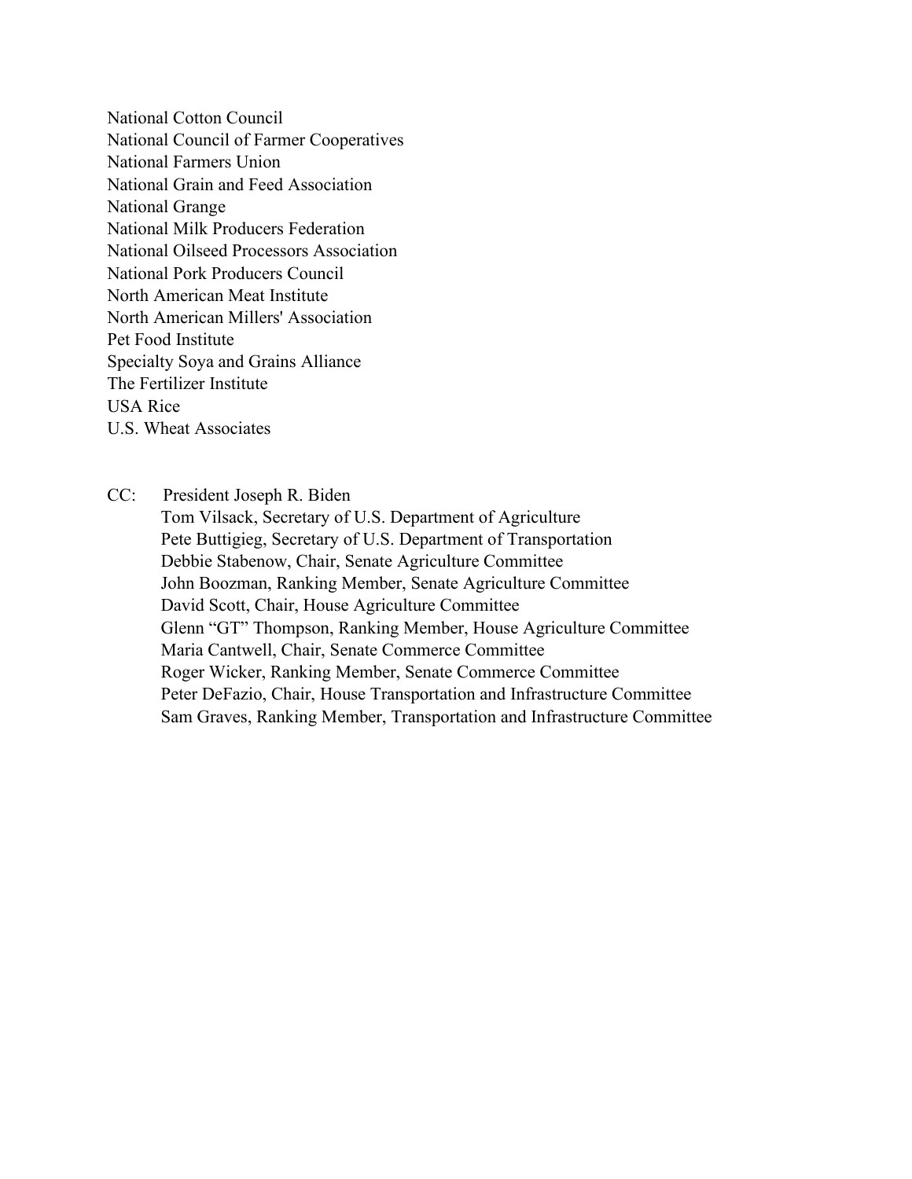National Cotton Council
National Council of Farmer Cooperatives
National Farmers Union
National Grain and Feed Association
National Grange
National Milk Producers Federation
National Oilseed Processors Association
National Pork Producers Council
North American Meat Institute
North American Millers' Association
Pet Food Institute
Specialty Soya and Grains Alliance
The Fertilizer Institute
USA Rice
U.S. Wheat Associates

CC: President Joseph R. Biden
Tom Vilsack, Secretary of U.S. Department of Agriculture
Pete Buttigieg, Secretary of U.S. Department of Transportation
Debbie Stabenow, Chair, Senate Agriculture Committee
John Boozman, Ranking Member, Senate Agriculture Committee
David Scott, Chair, House Agriculture Committee
Glenn "GT" Thompson, Ranking Member, House Agriculture Committee
Maria Cantwell, Chair, Senate Commerce Committee
Roger Wicker, Ranking Member, Senate Commerce Committee
Peter DeFazio, Chair, House Transportation and Infrastructure Committee
Sam Graves, Ranking Member, Transportation and Infrastructure Committee